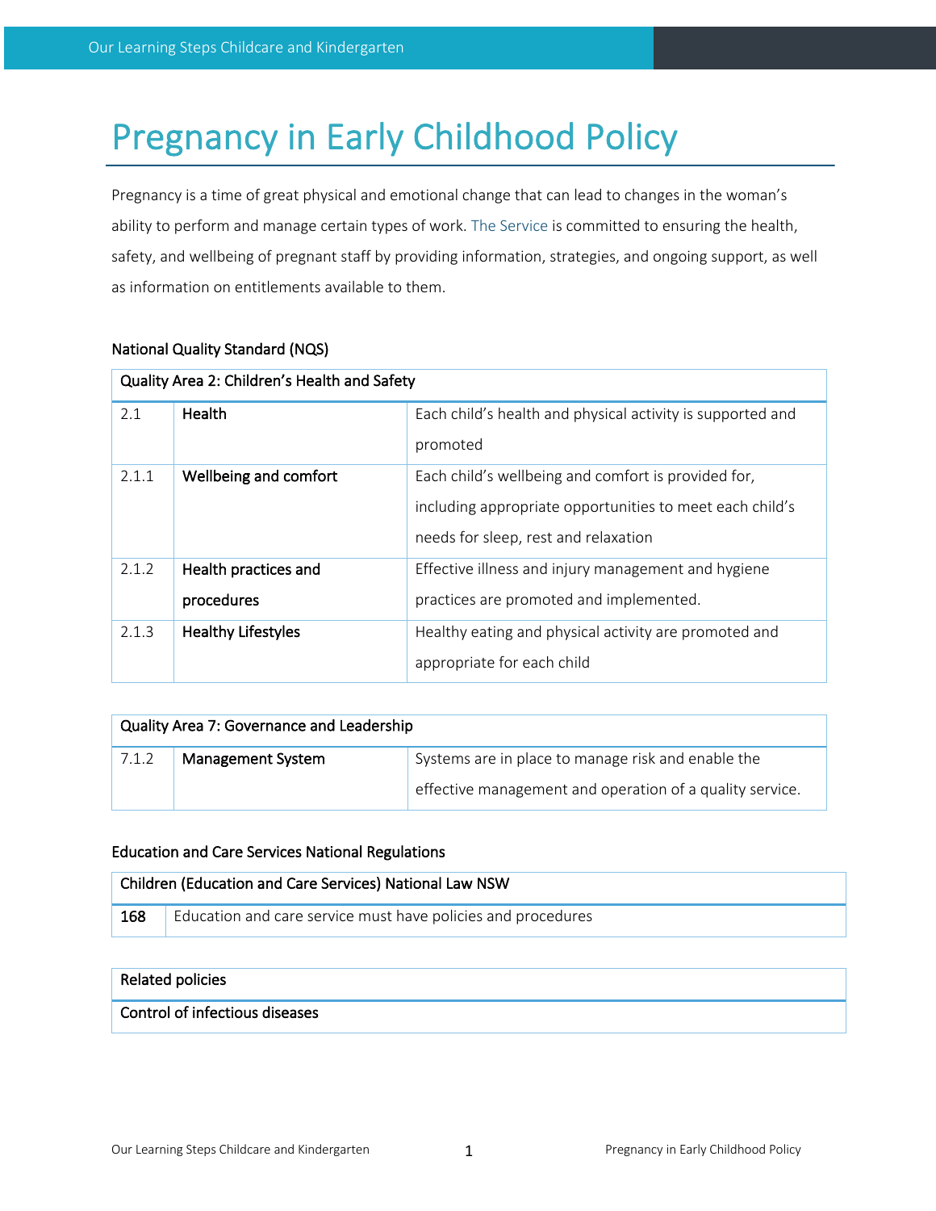# Pregnancy in Early Childhood Policy

Pregnancy is a time of great physical and emotional change that can lead to changes in the woman's ability to perform and manage certain types of work. The Service is committed to ensuring the health, safety, and wellbeing of pregnant staff by providing information, strategies, and ongoing support, as well as information on entitlements available to them.

National Quality Standard (NQS)

| Quality Area 2: Children's Health and Safety | | |
|---|---|---|
| 2.1 | **Health** | Each child's health and physical activity is supported and promoted |
| 2.1.1 | **Wellbeing and comfort** | Each child's wellbeing and comfort is provided for, including appropriate opportunities to meet each child's needs for sleep, rest and relaxation |
| 2.1.2 | **Health practices and procedures** | Effective illness and injury management and hygiene practices are promoted and implemented. |
| 2.1.3 | **Healthy Lifestyles** | Healthy eating and physical activity are promoted and appropriate for each child |

| Quality Area 7: Governance and Leadership | | |
|---|---|---|
| 7.1.2 | **Management System** | Systems are in place to manage risk and enable the effective management and operation of a quality service. |

Education and Care Services National Regulations

| Children (Education and Care Services) National Law NSW | |
|---|---|
| **168** | Education and care service must have policies and procedures |

| Related policies |
|---|
| Control of infectious diseases |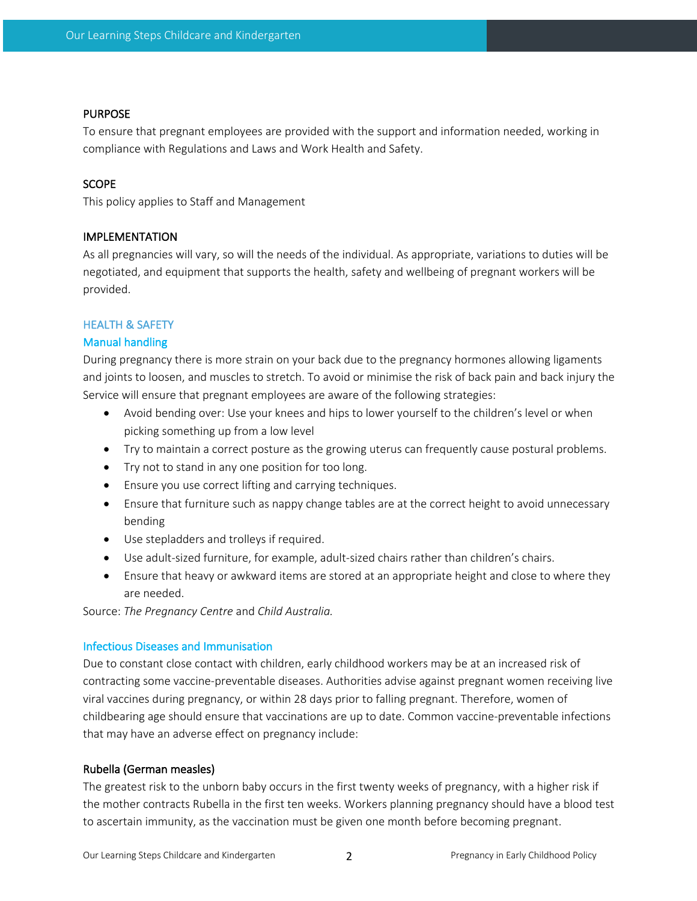## PURPOSE

To ensure that pregnant employees are provided with the support and information needed, working in compliance with Regulations and Laws and Work Health and Safety.

## SCOPE

This policy applies to Staff and Management

## IMPLEMENTATION

As all pregnancies will vary, so will the needs of the individual. As appropriate, variations to duties will be negotiated, and equipment that supports the health, safety and wellbeing of pregnant workers will be provided.

### HEALTH & SAFETY

#### Manual handling

During pregnancy there is more strain on your back due to the pregnancy hormones allowing ligaments and joints to loosen, and muscles to stretch. To avoid or minimise the risk of back pain and back injury the Service will ensure that pregnant employees are aware of the following strategies:

- Avoid bending over: Use your knees and hips to lower yourself to the children's level or when picking something up from a low level
- Try to maintain a correct posture as the growing uterus can frequently cause postural problems.
- Try not to stand in any one position for too long.
- Ensure you use correct lifting and carrying techniques.
- Ensure that furniture such as nappy change tables are at the correct height to avoid unnecessary bending
- Use stepladders and trolleys if required.
- Use adult-sized furniture, for example, adult-sized chairs rather than children's chairs.
- Ensure that heavy or awkward items are stored at an appropriate height and close to where they are needed.

Source: *The Pregnancy Centre* and *Child Australia.*

#### Infectious Diseases and Immunisation

Due to constant close contact with children, early childhood workers may be at an increased risk of contracting some vaccine-preventable diseases. Authorities advise against pregnant women receiving live viral vaccines during pregnancy, or within 28 days prior to falling pregnant. Therefore, women of childbearing age should ensure that vaccinations are up to date. Common vaccine-preventable infections that may have an adverse effect on pregnancy include:

#### Rubella (German measles)

The greatest risk to the unborn baby occurs in the first twenty weeks of pregnancy, with a higher risk if the mother contracts Rubella in the first ten weeks. Workers planning pregnancy should have a blood test to ascertain immunity, as the vaccination must be given one month before becoming pregnant.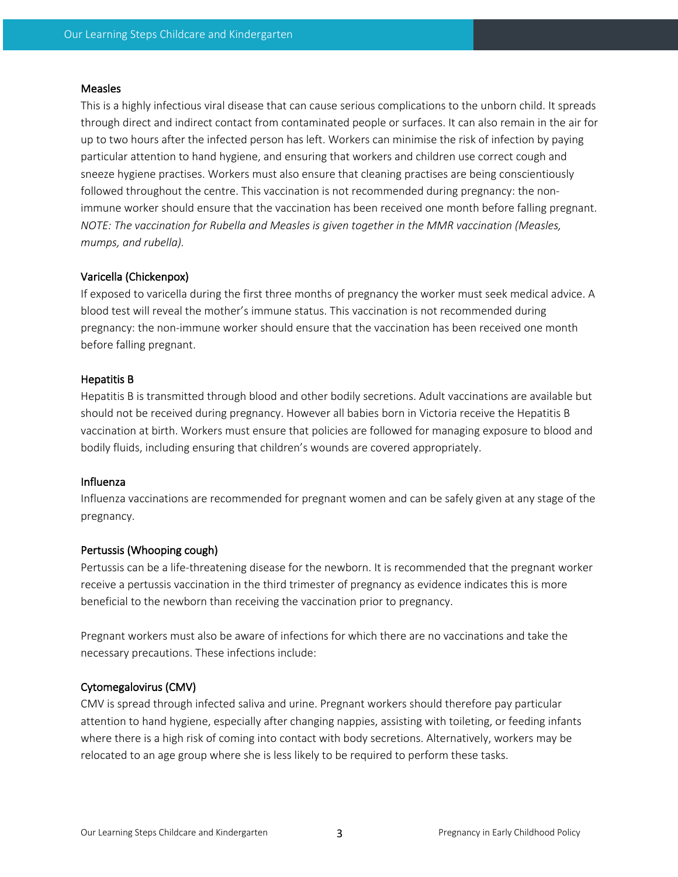### Measles

This is a highly infectious viral disease that can cause serious complications to the unborn child. It spreads through direct and indirect contact from contaminated people or surfaces. It can also remain in the air for up to two hours after the infected person has left. Workers can minimise the risk of infection by paying particular attention to hand hygiene, and ensuring that workers and children use correct cough and sneeze hygiene practises. Workers must also ensure that cleaning practises are being conscientiously followed throughout the centre. This vaccination is not recommended during pregnancy: the non-immune worker should ensure that the vaccination has been received one month before falling pregnant. *NOTE: The vaccination for Rubella and Measles is given together in the MMR vaccination (Measles, mumps, and rubella).*

### Varicella (Chickenpox)

If exposed to varicella during the first three months of pregnancy the worker must seek medical advice. A blood test will reveal the mother's immune status. This vaccination is not recommended during pregnancy: the non-immune worker should ensure that the vaccination has been received one month before falling pregnant.

### Hepatitis B

Hepatitis B is transmitted through blood and other bodily secretions. Adult vaccinations are available but should not be received during pregnancy. However all babies born in Victoria receive the Hepatitis B vaccination at birth. Workers must ensure that policies are followed for managing exposure to blood and bodily fluids, including ensuring that children's wounds are covered appropriately.

### Influenza

Influenza vaccinations are recommended for pregnant women and can be safely given at any stage of the pregnancy.

### Pertussis (Whooping cough)

Pertussis can be a life-threatening disease for the newborn. It is recommended that the pregnant worker receive a pertussis vaccination in the third trimester of pregnancy as evidence indicates this is more beneficial to the newborn than receiving the vaccination prior to pregnancy.

Pregnant workers must also be aware of infections for which there are no vaccinations and take the necessary precautions. These infections include:

### Cytomegalovirus (CMV)

CMV is spread through infected saliva and urine. Pregnant workers should therefore pay particular attention to hand hygiene, especially after changing nappies, assisting with toileting, or feeding infants where there is a high risk of coming into contact with body secretions. Alternatively, workers may be relocated to an age group where she is less likely to be required to perform these tasks.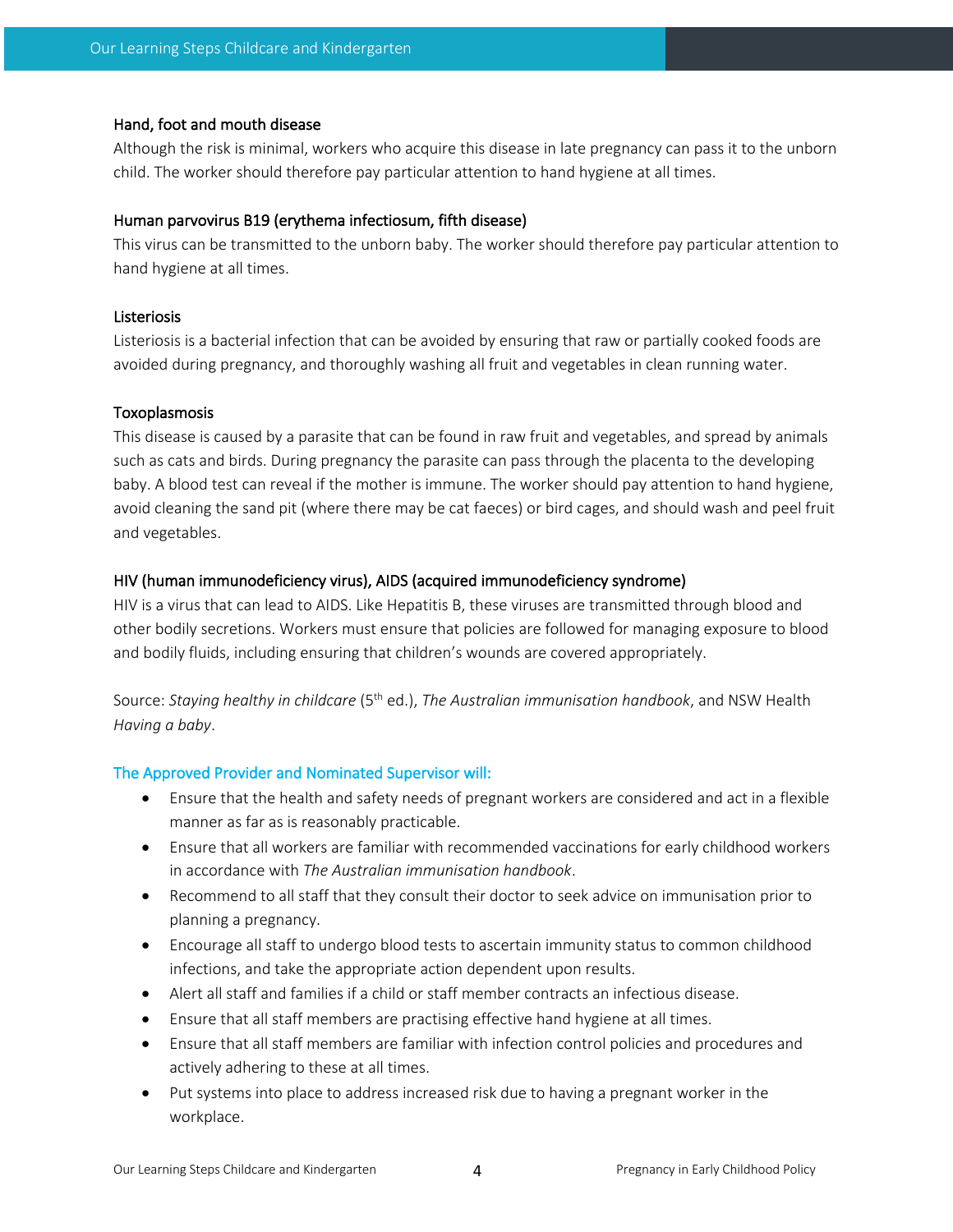#### Hand, foot and mouth disease

Although the risk is minimal, workers who acquire this disease in late pregnancy can pass it to the unborn child. The worker should therefore pay particular attention to hand hygiene at all times.

#### Human parvovirus B19 (erythema infectiosum, fifth disease)

This virus can be transmitted to the unborn baby. The worker should therefore pay particular attention to hand hygiene at all times.

#### Listeriosis

Listeriosis is a bacterial infection that can be avoided by ensuring that raw or partially cooked foods are avoided during pregnancy, and thoroughly washing all fruit and vegetables in clean running water.

#### Toxoplasmosis

This disease is caused by a parasite that can be found in raw fruit and vegetables, and spread by animals such as cats and birds. During pregnancy the parasite can pass through the placenta to the developing baby. A blood test can reveal if the mother is immune. The worker should pay attention to hand hygiene, avoid cleaning the sand pit (where there may be cat faeces) or bird cages, and should wash and peel fruit and vegetables.

#### HIV (human immunodeficiency virus), AIDS (acquired immunodeficiency syndrome)

HIV is a virus that can lead to AIDS. Like Hepatitis B, these viruses are transmitted through blood and other bodily secretions. Workers must ensure that policies are followed for managing exposure to blood and bodily fluids, including ensuring that children's wounds are covered appropriately.

Source: *Staying healthy in childcare* (5th ed.), *The Australian immunisation handbook*, and NSW Health *Having a baby*.

### The Approved Provider and Nominated Supervisor will:

- Ensure that the health and safety needs of pregnant workers are considered and act in a flexible manner as far as is reasonably practicable.
- Ensure that all workers are familiar with recommended vaccinations for early childhood workers in accordance with *The Australian immunisation handbook*.
- Recommend to all staff that they consult their doctor to seek advice on immunisation prior to planning a pregnancy.
- Encourage all staff to undergo blood tests to ascertain immunity status to common childhood infections, and take the appropriate action dependent upon results.
- Alert all staff and families if a child or staff member contracts an infectious disease.
- Ensure that all staff members are practising effective hand hygiene at all times.
- Ensure that all staff members are familiar with infection control policies and procedures and actively adhering to these at all times.
- Put systems into place to address increased risk due to having a pregnant worker in the workplace.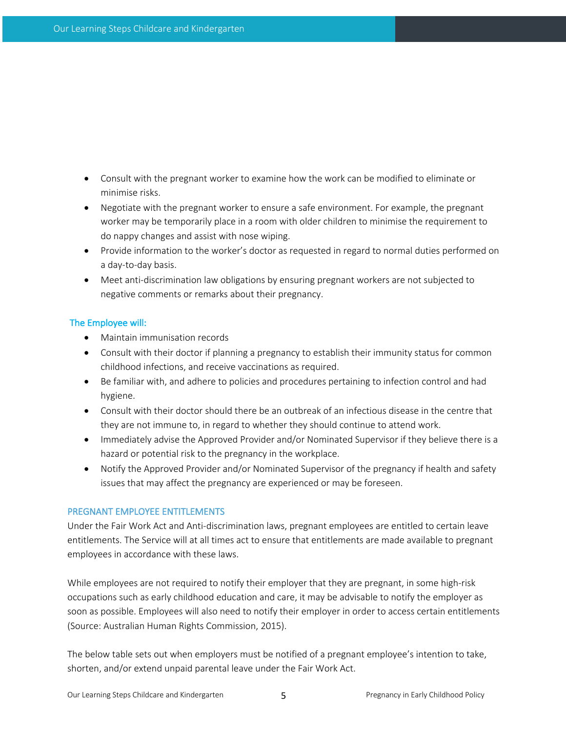- Consult with the pregnant worker to examine how the work can be modified to eliminate or minimise risks.
- Negotiate with the pregnant worker to ensure a safe environment. For example, the pregnant worker may be temporarily place in a room with older children to minimise the requirement to do nappy changes and assist with nose wiping.
- Provide information to the worker's doctor as requested in regard to normal duties performed on a day-to-day basis.
- Meet anti-discrimination law obligations by ensuring pregnant workers are not subjected to negative comments or remarks about their pregnancy.

### The Employee will:

- Maintain immunisation records
- Consult with their doctor if planning a pregnancy to establish their immunity status for common childhood infections, and receive vaccinations as required.
- Be familiar with, and adhere to policies and procedures pertaining to infection control and had hygiene.
- Consult with their doctor should there be an outbreak of an infectious disease in the centre that they are not immune to, in regard to whether they should continue to attend work.
- Immediately advise the Approved Provider and/or Nominated Supervisor if they believe there is a hazard or potential risk to the pregnancy in the workplace.
- Notify the Approved Provider and/or Nominated Supervisor of the pregnancy if health and safety issues that may affect the pregnancy are experienced or may be foreseen.

## PREGNANT EMPLOYEE ENTITLEMENTS

Under the Fair Work Act and Anti-discrimination laws, pregnant employees are entitled to certain leave entitlements. The Service will at all times act to ensure that entitlements are made available to pregnant employees in accordance with these laws.

While employees are not required to notify their employer that they are pregnant, in some high-risk occupations such as early childhood education and care, it may be advisable to notify the employer as soon as possible. Employees will also need to notify their employer in order to access certain entitlements (Source: Australian Human Rights Commission, 2015).

The below table sets out when employers must be notified of a pregnant employee's intention to take, shorten, and/or extend unpaid parental leave under the Fair Work Act.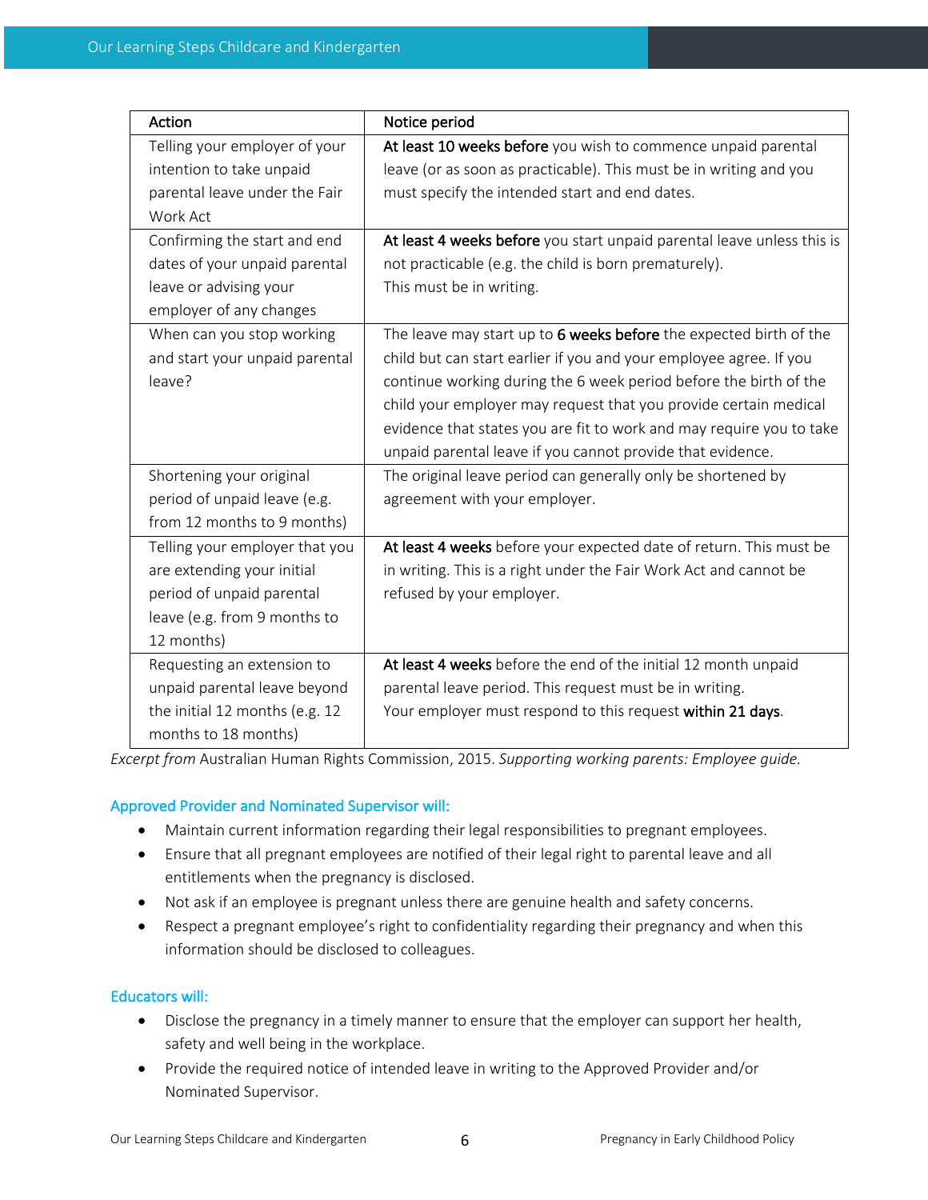| Action | Notice period |
|---|---|
| Telling your employer of your intention to take unpaid parental leave under the Fair Work Act | **At least 10 weeks before** you wish to commence unpaid parental leave (or as soon as practicable). This must be in writing and you must specify the intended start and end dates. |
| Confirming the start and end dates of your unpaid parental leave or advising your employer of any changes | **At least 4 weeks before** you start unpaid parental leave unless this is not practicable (e.g. the child is born prematurely). This must be in writing. |
| When can you stop working and start your unpaid parental leave? | The leave may start up to **6 weeks before** the expected birth of the child but can start earlier if you and your employee agree. If you continue working during the 6 week period before the birth of the child your employer may request that you provide certain medical evidence that states you are fit to work and may require you to take unpaid parental leave if you cannot provide that evidence. |
| Shortening your original period of unpaid leave (e.g. from 12 months to 9 months) | The original leave period can generally only be shortened by agreement with your employer. |
| Telling your employer that you are extending your initial period of unpaid parental leave (e.g. from 9 months to 12 months) | **At least 4 weeks** before your expected date of return. This must be in writing. This is a right under the Fair Work Act and cannot be refused by your employer. |
| Requesting an extension to unpaid parental leave beyond the initial 12 months (e.g. 12 months to 18 months) | **At least 4 weeks** before the end of the initial 12 month unpaid parental leave period. This request must be in writing. Your employer must respond to this request **within 21 days**. |

*Excerpt from* Australian Human Rights Commission, 2015. *Supporting working parents: Employee guide.*

### Approved Provider and Nominated Supervisor will:

- Maintain current information regarding their legal responsibilities to pregnant employees.
- Ensure that all pregnant employees are notified of their legal right to parental leave and all entitlements when the pregnancy is disclosed.
- Not ask if an employee is pregnant unless there are genuine health and safety concerns.
- Respect a pregnant employee's right to confidentiality regarding their pregnancy and when this information should be disclosed to colleagues.

### Educators will:

- Disclose the pregnancy in a timely manner to ensure that the employer can support her health, safety and well being in the workplace.
- Provide the required notice of intended leave in writing to the Approved Provider and/or Nominated Supervisor.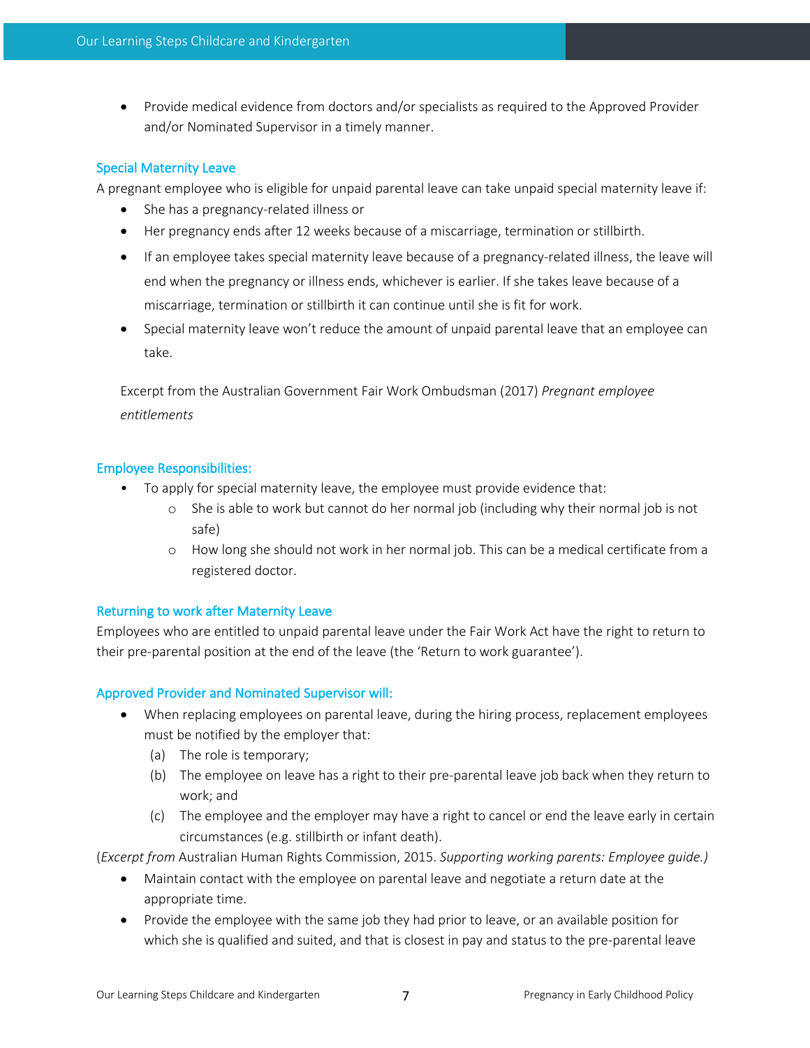- Provide medical evidence from doctors and/or specialists as required to the Approved Provider and/or Nominated Supervisor in a timely manner.

### Special Maternity Leave

A pregnant employee who is eligible for unpaid parental leave can take unpaid special maternity leave if:

- She has a pregnancy-related illness or
- Her pregnancy ends after 12 weeks because of a miscarriage, termination or stillbirth.
- If an employee takes special maternity leave because of a pregnancy-related illness, the leave will end when the pregnancy or illness ends, whichever is earlier. If she takes leave because of a miscarriage, termination or stillbirth it can continue until she is fit for work.
- Special maternity leave won't reduce the amount of unpaid parental leave that an employee can take.

Excerpt from the Australian Government Fair Work Ombudsman (2017) *Pregnant employee entitlements*

### Employee Responsibilities:

- To apply for special maternity leave, the employee must provide evidence that:
  - She is able to work but cannot do her normal job (including why their normal job is not safe)
  - How long she should not work in her normal job. This can be a medical certificate from a registered doctor.

### Returning to work after Maternity Leave

Employees who are entitled to unpaid parental leave under the Fair Work Act have the right to return to their pre-parental position at the end of the leave (the 'Return to work guarantee').

### Approved Provider and Nominated Supervisor will:

- When replacing employees on parental leave, during the hiring process, replacement employees must be notified by the employer that:
  (a) The role is temporary;
  (b) The employee on leave has a right to their pre-parental leave job back when they return to work; and
  (c) The employee and the employer may have a right to cancel or end the leave early in certain circumstances (e.g. stillbirth or infant death).

(*Excerpt from* Australian Human Rights Commission, 2015. *Supporting working parents: Employee guide.)*

- Maintain contact with the employee on parental leave and negotiate a return date at the appropriate time.
- Provide the employee with the same job they had prior to leave, or an available position for which she is qualified and suited, and that is closest in pay and status to the pre-parental leave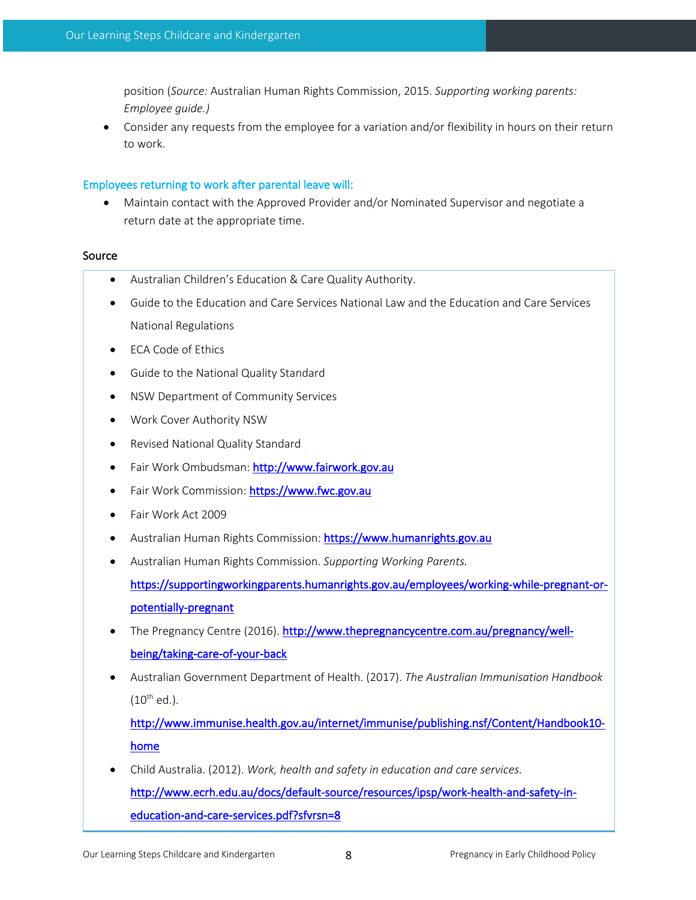position (*Source:* Australian Human Rights Commission, 2015. *Supporting working parents: Employee guide.)*

- Consider any requests from the employee for a variation and/or flexibility in hours on their return to work.

### Employees returning to work after parental leave will:

- Maintain contact with the Approved Provider and/or Nominated Supervisor and negotiate a return date at the appropriate time.

### Source

- Australian Children's Education & Care Quality Authority.
- Guide to the Education and Care Services National Law and the Education and Care Services National Regulations
- ECA Code of Ethics
- Guide to the National Quality Standard
- NSW Department of Community Services
- Work Cover Authority NSW
- Revised National Quality Standard
- Fair Work Ombudsman: http://www.fairwork.gov.au
- Fair Work Commission: https://www.fwc.gov.au
- Fair Work Act 2009
- Australian Human Rights Commission: https://www.humanrights.gov.au
- Australian Human Rights Commission. *Supporting Working Parents.* https://supportingworkingparents.humanrights.gov.au/employees/working-while-pregnant-or-potentially-pregnant
- The Pregnancy Centre (2016). http://www.thepregnancycentre.com.au/pregnancy/well-being/taking-care-of-your-back
- Australian Government Department of Health. (2017). *The Australian Immunisation Handbook* (10th ed.). http://www.immunise.health.gov.au/internet/immunise/publishing.nsf/Content/Handbook10-home
- Child Australia. (2012). *Work, health and safety in education and care services.* http://www.ecrh.edu.au/docs/default-source/resources/ipsp/work-health-and-safety-in-education-and-care-services.pdf?sfvrsn=8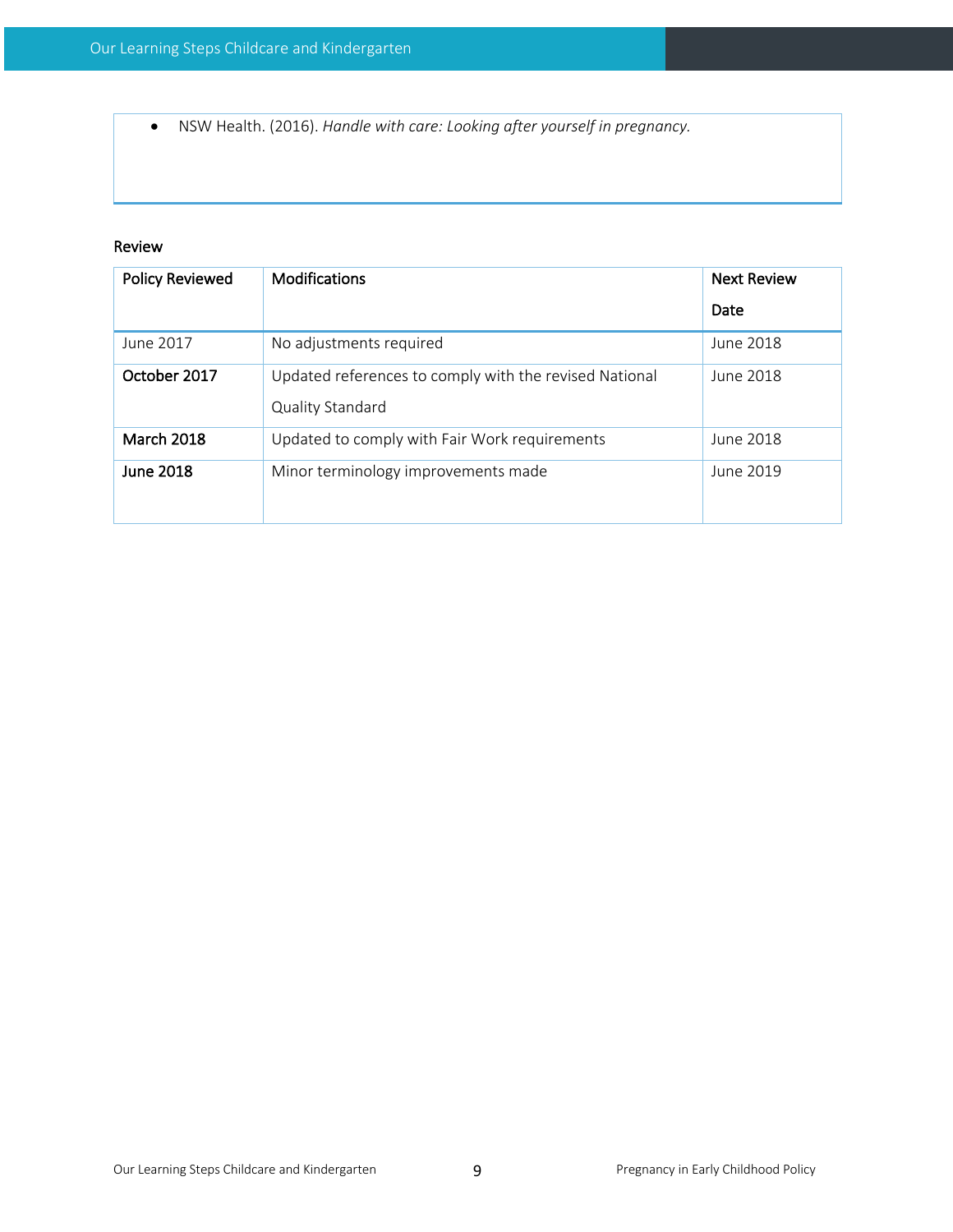- NSW Health. (2016). *Handle with care: Looking after yourself in pregnancy.*

## Review

| Policy Reviewed | Modifications | Next Review Date |
|---|---|---|
| June 2017 | No adjustments required | June 2018 |
| **October 2017** | Updated references to comply with the revised National Quality Standard | June 2018 |
| **March 2018** | Updated to comply with Fair Work requirements | June 2018 |
| **June 2018** | Minor terminology improvements made | June 2019 |